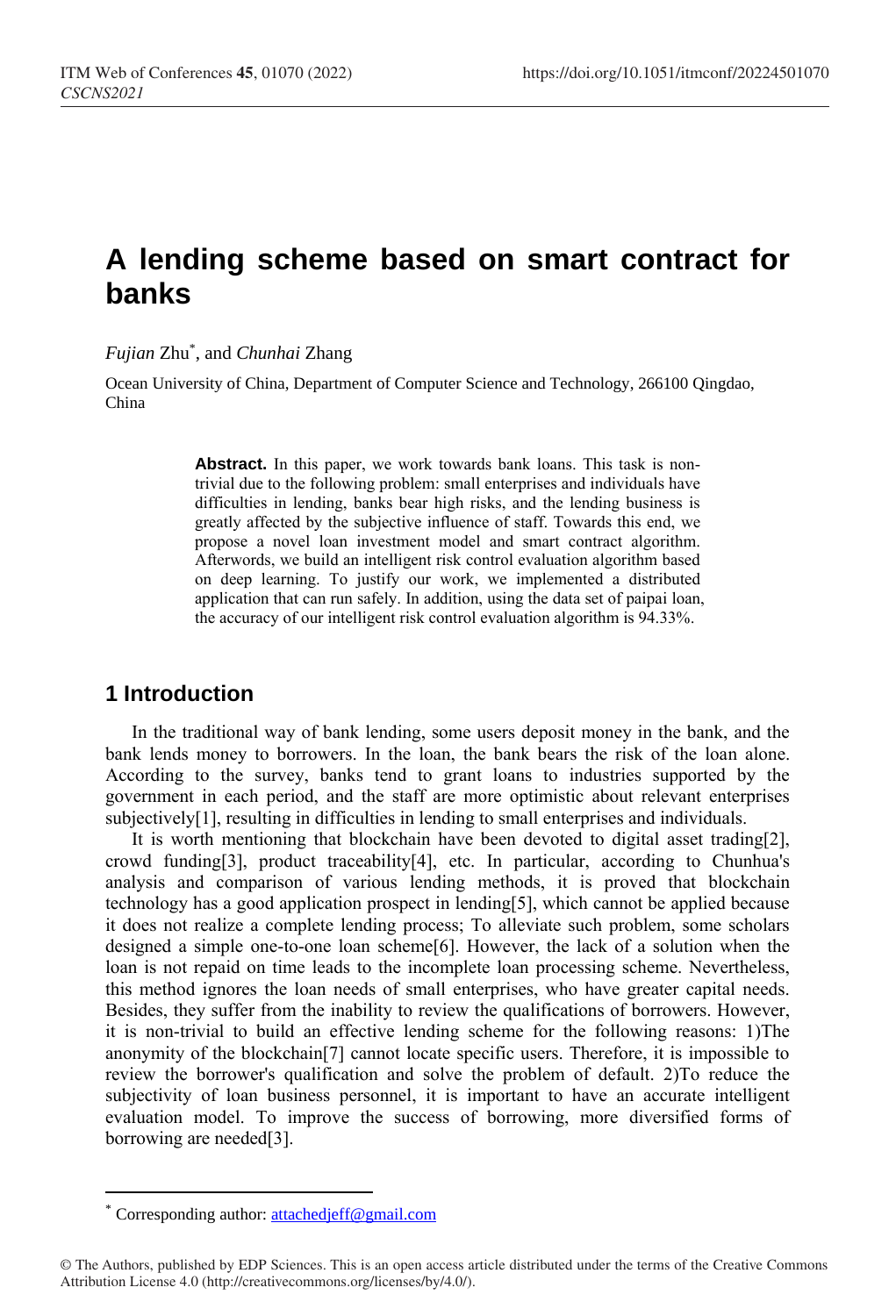# A lending scheme based on smart contract for banks

*Fujian* Zhu[*], and *Chunhai* Zhang

Ocean University of China, Department of Computer Science and Technology, 266100 Qingdao, China

> **Abstract.** In this paper, we work towards bank loans. This task is non-trivial due to the following problem: small enterprises and individuals have difficulties in lending, banks bear high risks, and the lending business is greatly affected by the subjective influence of staff. Towards this end, we propose a novel loan investment model and smart contract algorithm. Afterwords, we build an intelligent risk control evaluation algorithm based on deep learning. To justify our work, we implemented a distributed application that can run safely. In addition, using the data set of paipai loan, the accuracy of our intelligent risk control evaluation algorithm is 94.33%.

## 1 Introduction

In the traditional way of bank lending, some users deposit money in the bank, and the bank lends money to borrowers. In the loan, the bank bears the risk of the loan alone. According to the survey, banks tend to grant loans to industries supported by the government in each period, and the staff are more optimistic about relevant enterprises subjectively[1], resulting in difficulties in lending to small enterprises and individuals.

It is worth mentioning that blockchain have been devoted to digital asset trading[2], crowd funding[3], product traceability[4], etc. In particular, according to Chunhua's analysis and comparison of various lending methods, it is proved that blockchain technology has a good application prospect in lending[5], which cannot be applied because it does not realize a complete lending process; To alleviate such problem, some scholars designed a simple one-to-one loan scheme[6]. However, the lack of a solution when the loan is not repaid on time leads to the incomplete loan processing scheme. Nevertheless, this method ignores the loan needs of small enterprises, who have greater capital needs. Besides, they suffer from the inability to review the qualifications of borrowers. However, it is non-trivial to build an effective lending scheme for the following reasons: 1)The anonymity of the blockchain[7] cannot locate specific users. Therefore, it is impossible to review the borrower's qualification and solve the problem of default. 2)To reduce the subjectivity of loan business personnel, it is important to have an accurate intelligent evaluation model. To improve the success of borrowing, more diversified forms of borrowing are needed[3].

[*] Corresponding author: attachedjeff@gmail.com

© The Authors, published by EDP Sciences. This is an open access article distributed under the terms of the Creative Commons Attribution License 4.0 (http://creativecommons.org/licenses/by/4.0/).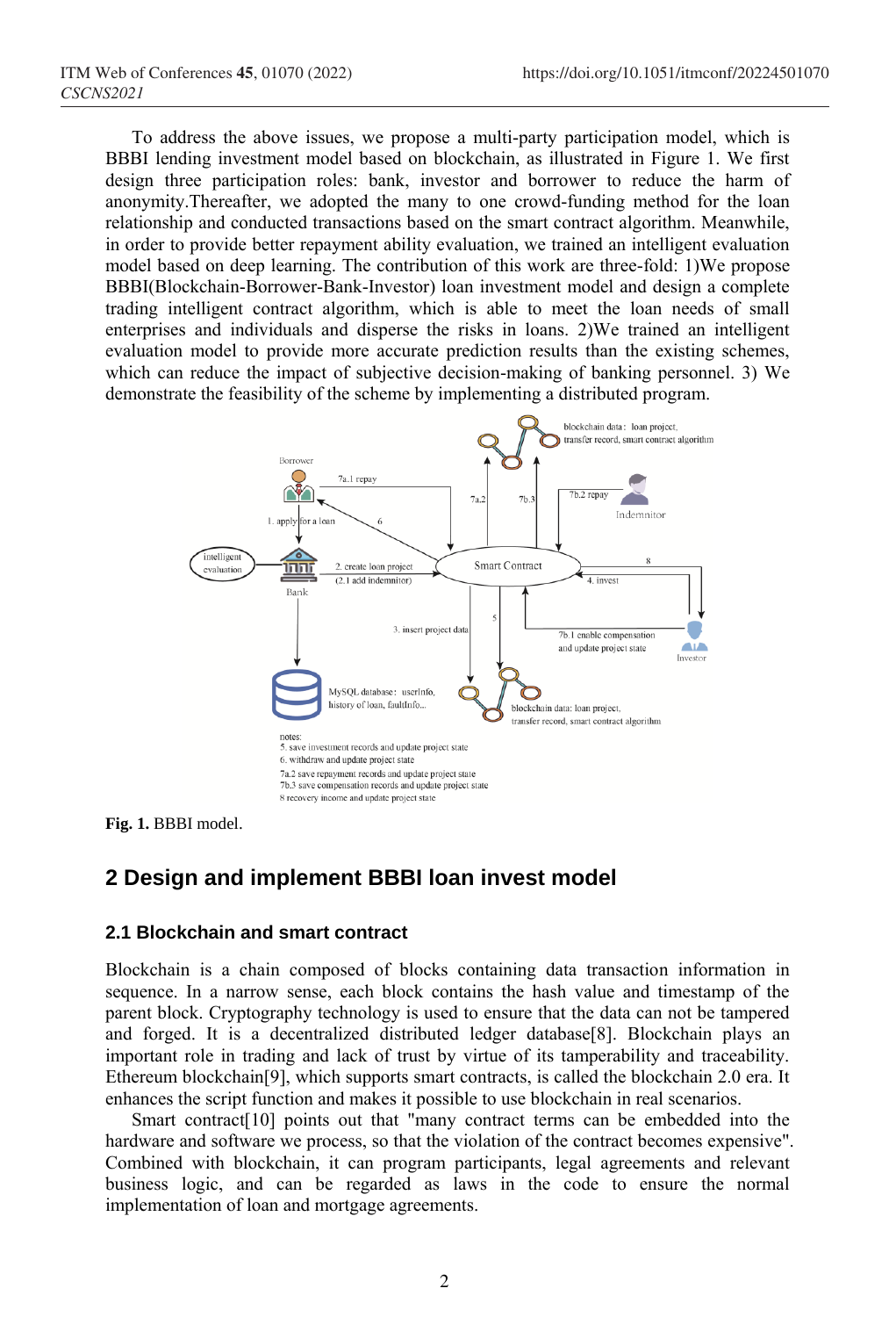To address the above issues, we propose a multi-party participation model, which is BBBI lending investment model based on blockchain, as illustrated in Figure 1. We first design three participation roles: bank, investor and borrower to reduce the harm of anonymity.Thereafter, we adopted the many to one crowd-funding method for the loan relationship and conducted transactions based on the smart contract algorithm. Meanwhile, in order to provide better repayment ability evaluation, we trained an intelligent evaluation model based on deep learning. The contribution of this work are three-fold: 1)We propose BBBI(Blockchain-Borrower-Bank-Investor) loan investment model and design a complete trading intelligent contract algorithm, which is able to meet the loan needs of small enterprises and individuals and disperse the risks in loans. 2)We trained an intelligent evaluation model to provide more accurate prediction results than the existing schemes, which can reduce the impact of subjective decision-making of banking personnel. 3) We demonstrate the feasibility of the scheme by implementing a distributed program.

**Fig. 1.** BBBI model.

## 2 Design and implement BBBI loan invest model

### 2.1 Blockchain and smart contract

Blockchain is a chain composed of blocks containing data transaction information in sequence. In a narrow sense, each block contains the hash value and timestamp of the parent block. Cryptography technology is used to ensure that the data can not be tampered and forged. It is a decentralized distributed ledger database[8]. Blockchain plays an important role in trading and lack of trust by virtue of its tamperability and traceability. Ethereum blockchain[9], which supports smart contracts, is called the blockchain 2.0 era. It enhances the script function and makes it possible to use blockchain in real scenarios.

Smart contract[10] points out that "many contract terms can be embedded into the hardware and software we process, so that the violation of the contract becomes expensive". Combined with blockchain, it can program participants, legal agreements and relevant business logic, and can be regarded as laws in the code to ensure the normal implementation of loan and mortgage agreements.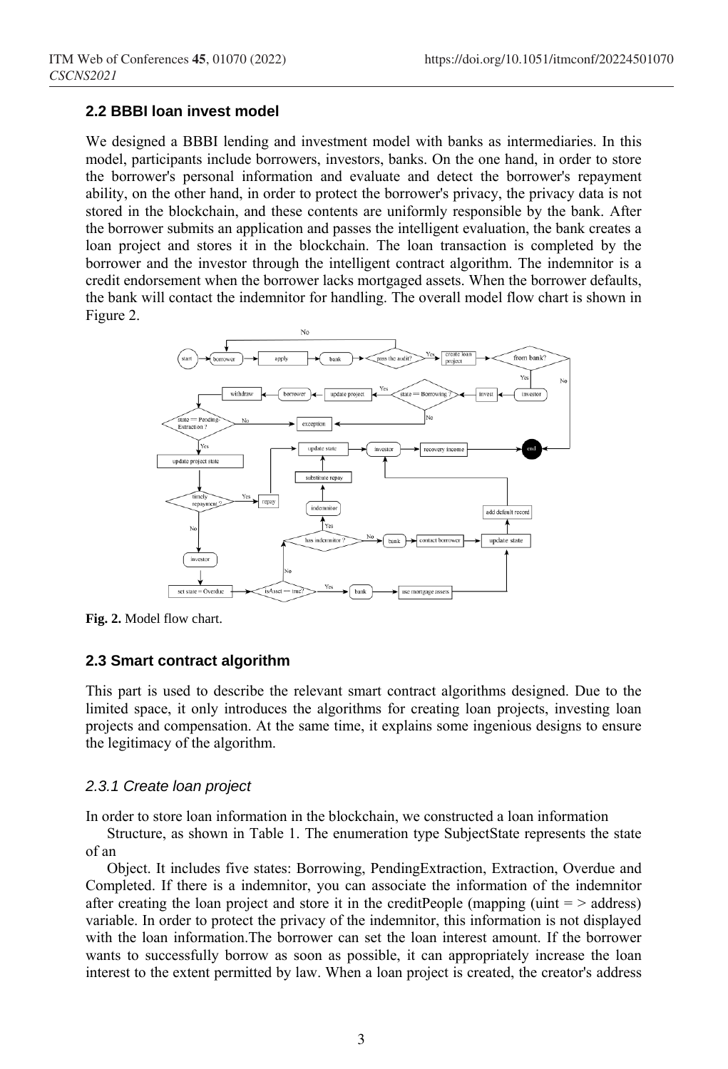### 2.2 BBBI loan invest model

We designed a BBBI lending and investment model with banks as intermediaries. In this model, participants include borrowers, investors, banks. On the one hand, in order to store the borrower's personal information and evaluate and detect the borrower's repayment ability, on the other hand, in order to protect the borrower's privacy, the privacy data is not stored in the blockchain, and these contents are uniformly responsible by the bank. After the borrower submits an application and passes the intelligent evaluation, the bank creates a loan project and stores it in the blockchain. The loan transaction is completed by the borrower and the investor through the intelligent contract algorithm. The indemnitor is a credit endorsement when the borrower lacks mortgaged assets. When the borrower defaults, the bank will contact the indemnitor for handling. The overall model flow chart is shown in Figure 2.

**Fig. 2.** Model flow chart.

### 2.3 Smart contract algorithm

This part is used to describe the relevant smart contract algorithms designed. Due to the limited space, it only introduces the algorithms for creating loan projects, investing loan projects and compensation. At the same time, it explains some ingenious designs to ensure the legitimacy of the algorithm.

#### *2.3.1 Create loan project*

In order to store loan information in the blockchain, we constructed a loan information

Structure, as shown in Table 1. The enumeration type SubjectState represents the state of an

Object. It includes five states: Borrowing, PendingExtraction, Extraction, Overdue and Completed. If there is a indemnitor, you can associate the information of the indemnitor after creating the loan project and store it in the creditPeople (mapping (uint = > address) variable. In order to protect the privacy of the indemnitor, this information is not displayed with the loan information.The borrower can set the loan interest amount. If the borrower wants to successfully borrow as soon as possible, it can appropriately increase the loan interest to the extent permitted by law. When a loan project is created, the creator's address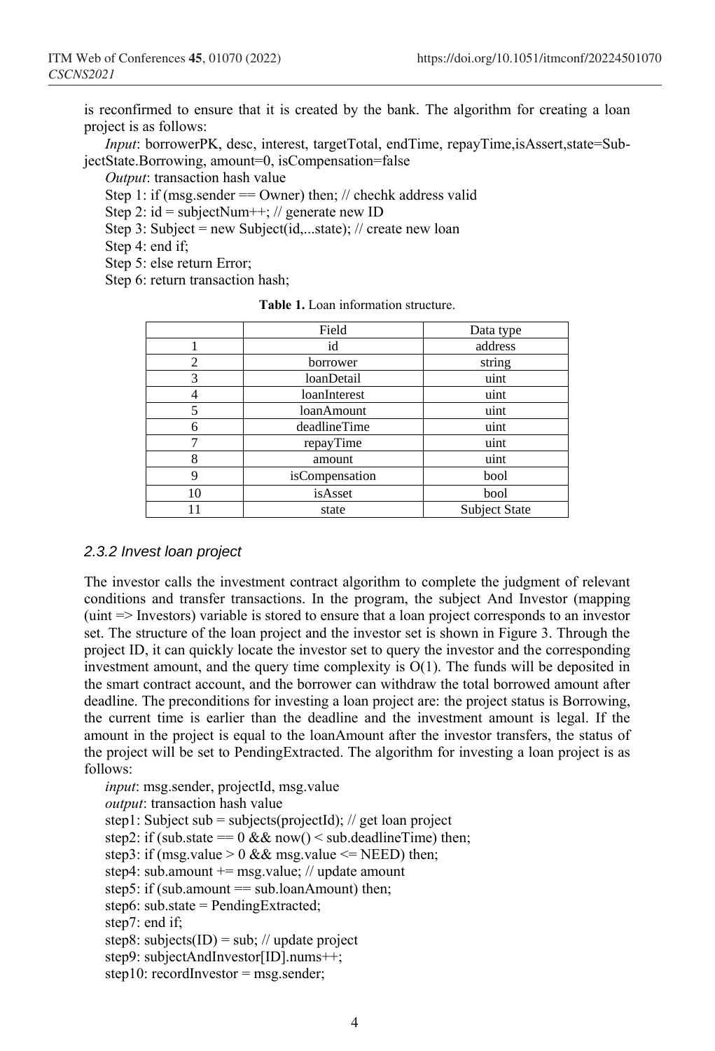is reconfirmed to ensure that it is created by the bank. The algorithm for creating a loan project is as follows:

*Input*: borrowerPK, desc, interest, targetTotal, endTime, repayTime,isAssert,state=SubjectState.Borrowing, amount=0, isCompensation=false

*Output*: transaction hash value

Step 1: if (msg.sender == Owner) then; // chechk address valid

Step 2: id = subjectNum++; // generate new ID

Step 3: Subject = new Subject(id,...state); // create new loan

Step 4: end if;

Step 5: else return Error;

Step 6: return transaction hash;

**Table 1.** Loan information structure.

| | Field | Data type |
|---|---|---|
| 1 | id | address |
| 2 | borrower | string |
| 3 | loanDetail | uint |
| 4 | loanInterest | uint |
| 5 | loanAmount | uint |
| 6 | deadlineTime | uint |
| 7 | repayTime | uint |
| 8 | amount | uint |
| 9 | isCompensation | bool |
| 10 | isAsset | bool |
| 11 | state | Subject State |

### *2.3.2 Invest loan project*

The investor calls the investment contract algorithm to complete the judgment of relevant conditions and transfer transactions. In the program, the subject And Investor (mapping (uint => Investors) variable is stored to ensure that a loan project corresponds to an investor set. The structure of the loan project and the investor set is shown in Figure 3. Through the project ID, it can quickly locate the investor set to query the investor and the corresponding investment amount, and the query time complexity is O(1). The funds will be deposited in the smart contract account, and the borrower can withdraw the total borrowed amount after deadline. The preconditions for investing a loan project are: the project status is Borrowing, the current time is earlier than the deadline and the investment amount is legal. If the amount in the project is equal to the loanAmount after the investor transfers, the status of the project will be set to PendingExtracted. The algorithm for investing a loan project is as follows:

*input*: msg.sender, projectId, msg.value

*output*: transaction hash value

step1: Subject sub = subjects(projectId); // get loan project

step2: if (sub.state == 0 && now() < sub.deadlineTime) then;

step3: if (msg.value > 0 && msg.value <= NEED) then;

step4: sub.amount += msg.value; // update amount

step5: if (sub.amount == sub.loanAmount) then;

step6: sub.state = PendingExtracted;

step7: end if;

step8: subjects(ID) = sub; // update project

step9: subjectAndInvestor[ID].nums++;

step10: recordInvestor = msg.sender;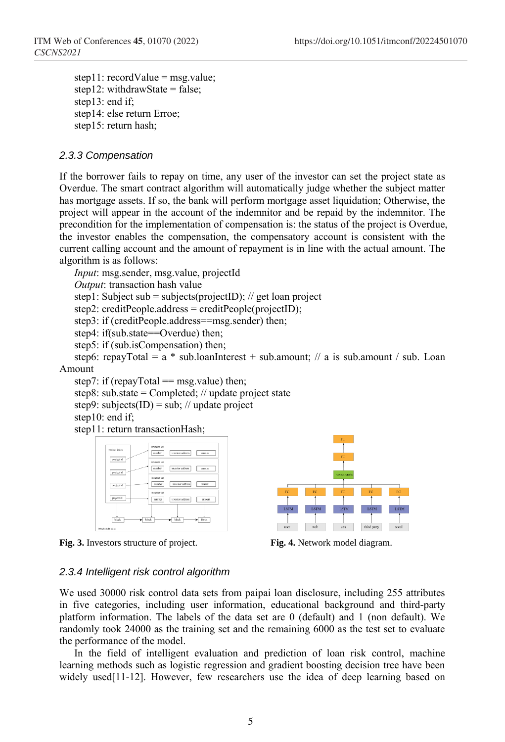step11: recordValue = msg.value;
step12: withdrawState = false;
step13: end if;
step14: else return Erroe;
step15: return hash;

### 2.3.3 Compensation

If the borrower fails to repay on time, any user of the investor can set the project state as Overdue. The smart contract algorithm will automatically judge whether the subject matter has mortgage assets. If so, the bank will perform mortgage asset liquidation; Otherwise, the project will appear in the account of the indemnitor and be repaid by the indemnitor. The precondition for the implementation of compensation is: the status of the project is Overdue, the investor enables the compensation, the compensatory account is consistent with the current calling account and the amount of repayment is in line with the actual amount. The algorithm is as follows:

*Input*: msg.sender, msg.value, projectId
*Output*: transaction hash value
step1: Subject sub = subjects(projectID); // get loan project
step2: creditPeople.address = creditPeople(projectID);
step3: if (creditPeople.address==msg.sender) then;
step4: if(sub.state==Overdue) then;
step5: if (sub.isCompensation) then;
step6: repayTotal = a * sub.loanInterest + sub.amount; // a is sub.amount / sub. Loan Amount
step7: if (repayTotal == msg.value) then;
step8: sub.state = Completed; // update project state
step9: subjects(ID) = sub; // update project
step10: end if;
step11: return transactionHash;

**Fig. 3.** Investors structure of project.

**Fig. 4.** Network model diagram.

### 2.3.4 Intelligent risk control algorithm

We used 30000 risk control data sets from paipai loan disclosure, including 255 attributes in five categories, including user information, educational background and third-party platform information. The labels of the data set are 0 (default) and 1 (non default). We randomly took 24000 as the training set and the remaining 6000 as the test set to evaluate the performance of the model.

In the field of intelligent evaluation and prediction of loan risk control, machine learning methods such as logistic regression and gradient boosting decision tree have been widely used[11-12]. However, few researchers use the idea of deep learning based on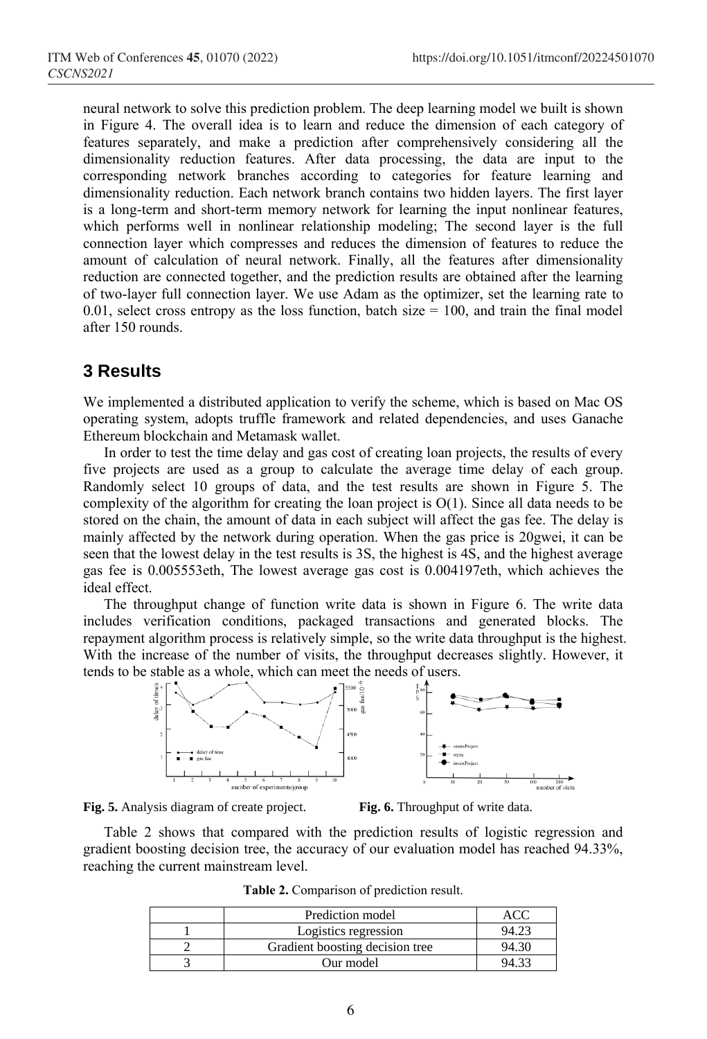neural network to solve this prediction problem. The deep learning model we built is shown in Figure 4. The overall idea is to learn and reduce the dimension of each category of features separately, and make a prediction after comprehensively considering all the dimensionality reduction features. After data processing, the data are input to the corresponding network branches according to categories for feature learning and dimensionality reduction. Each network branch contains two hidden layers. The first layer is a long-term and short-term memory network for learning the input nonlinear features, which performs well in nonlinear relationship modeling; The second layer is the full connection layer which compresses and reduces the dimension of features to reduce the amount of calculation of neural network. Finally, all the features after dimensionality reduction are connected together, and the prediction results are obtained after the learning of two-layer full connection layer. We use Adam as the optimizer, set the learning rate to 0.01, select cross entropy as the loss function, batch size = 100, and train the final model after 150 rounds.

## 3 Results

We implemented a distributed application to verify the scheme, which is based on Mac OS operating system, adopts truffle framework and related dependencies, and uses Ganache Ethereum blockchain and Metamask wallet.

In order to test the time delay and gas cost of creating loan projects, the results of every five projects are used as a group to calculate the average time delay of each group. Randomly select 10 groups of data, and the test results are shown in Figure 5. The complexity of the algorithm for creating the loan project is O(1). Since all data needs to be stored on the chain, the amount of data in each subject will affect the gas fee. The delay is mainly affected by the network during operation. When the gas price is 20gwei, it can be seen that the lowest delay in the test results is 3S, the highest is 4S, and the highest average gas fee is 0.005553eth, The lowest average gas cost is 0.004197eth, which achieves the ideal effect.

The throughput change of function write data is shown in Figure 6. The write data includes verification conditions, packaged transactions and generated blocks. The repayment algorithm process is relatively simple, so the write data throughput is the highest. With the increase of the number of visits, the throughput decreases slightly. However, it tends to be stable as a whole, which can meet the needs of users.

**Fig. 5.** Analysis diagram of create project.

**Fig. 6.** Throughput of write data.

Table 2 shows that compared with the prediction results of logistic regression and gradient boosting decision tree, the accuracy of our evaluation model has reached 94.33%, reaching the current mainstream level.

**Table 2.** Comparison of prediction result.

| | Prediction model | ACC |
|---|---|---|
| 1 | Logistics regression | 94.23 |
| 2 | Gradient boosting decision tree | 94.30 |
| 3 | Our model | 94.33 |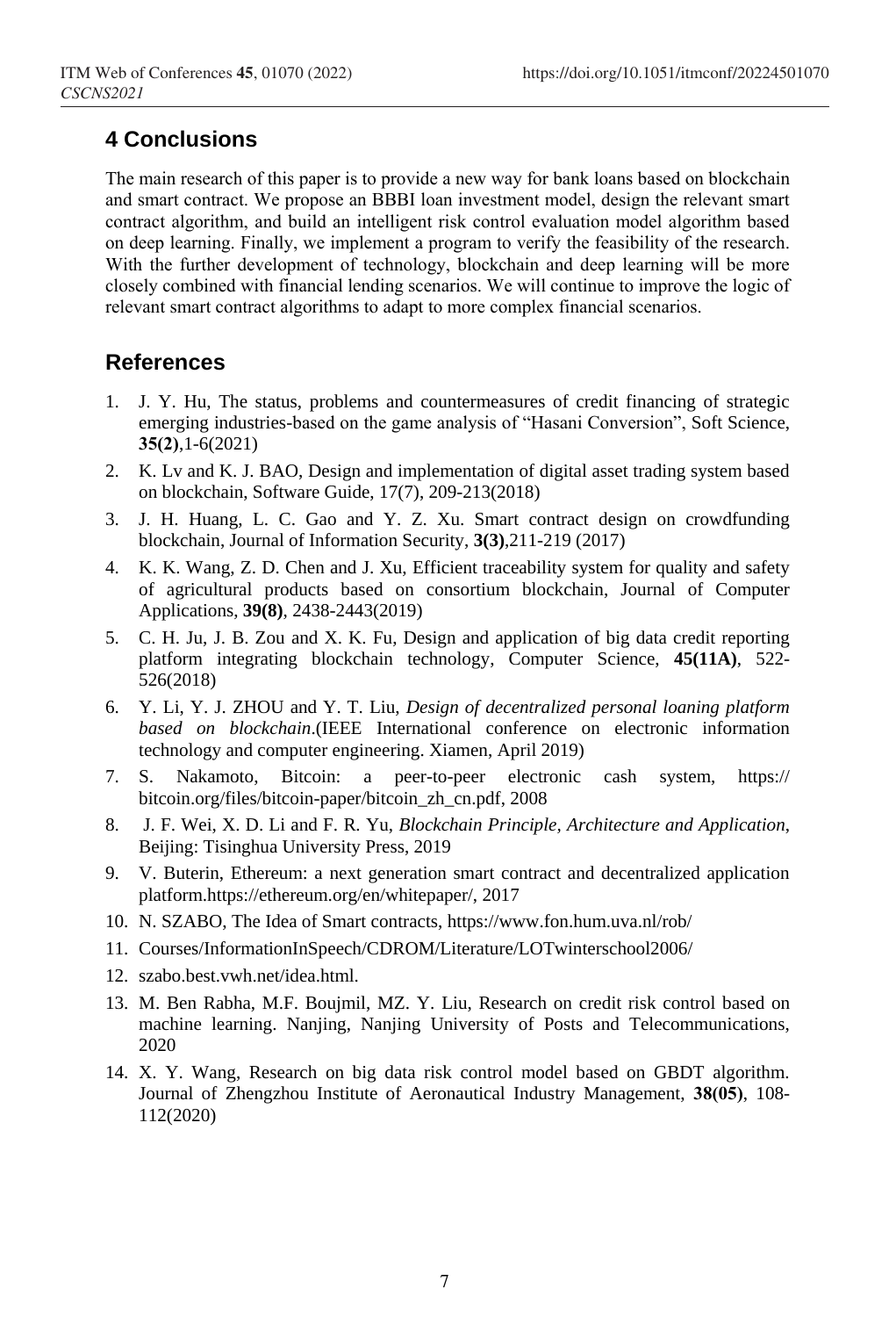## 4 Conclusions

The main research of this paper is to provide a new way for bank loans based on blockchain and smart contract. We propose an BBBI loan investment model, design the relevant smart contract algorithm, and build an intelligent risk control evaluation model algorithm based on deep learning. Finally, we implement a program to verify the feasibility of the research. With the further development of technology, blockchain and deep learning will be more closely combined with financial lending scenarios. We will continue to improve the logic of relevant smart contract algorithms to adapt to more complex financial scenarios.

## References

1. J. Y. Hu, The status, problems and countermeasures of credit financing of strategic emerging industries-based on the game analysis of "Hasani Conversion", Soft Science, **35(2)**,1-6(2021)
2. K. Lv and K. J. BAO, Design and implementation of digital asset trading system based on blockchain, Software Guide, 17(7), 209-213(2018)
3. J. H. Huang, L. C. Gao and Y. Z. Xu. Smart contract design on crowdfunding blockchain, Journal of Information Security, **3(3)**,211-219 (2017)
4. K. K. Wang, Z. D. Chen and J. Xu, Efficient traceability system for quality and safety of agricultural products based on consortium blockchain, Journal of Computer Applications, **39(8)**, 2438-2443(2019)
5. C. H. Ju, J. B. Zou and X. K. Fu, Design and application of big data credit reporting platform integrating blockchain technology, Computer Science, **45(11A)**, 522-526(2018)
6. Y. Li, Y. J. ZHOU and Y. T. Liu, *Design of decentralized personal loaning platform based on blockchain*.(IEEE International conference on electronic information technology and computer engineering. Xiamen, April 2019)
7. S. Nakamoto, Bitcoin: a peer-to-peer electronic cash system, https:// bitcoin.org/files/bitcoin-paper/bitcoin_zh_cn.pdf, 2008
8. J. F. Wei, X. D. Li and F. R. Yu, *Blockchain Principle, Architecture and Application*, Beijing: Tisinghua University Press, 2019
9. V. Buterin, Ethereum: a next generation smart contract and decentralized application platform.https://ethereum.org/en/whitepaper/, 2017
10. N. SZABO, The Idea of Smart contracts, https://www.fon.hum.uva.nl/rob/
11. Courses/InformationInSpeech/CDROM/Literature/LOTwinterschool2006/
12. szabo.best.vwh.net/idea.html.
13. M. Ben Rabha, M.F. Boujmil, MZ. Y. Liu, Research on credit risk control based on machine learning. Nanjing, Nanjing University of Posts and Telecommunications, 2020
14. X. Y. Wang, Research on big data risk control model based on GBDT algorithm. Journal of Zhengzhou Institute of Aeronautical Industry Management, **38(05)**, 108-112(2020)